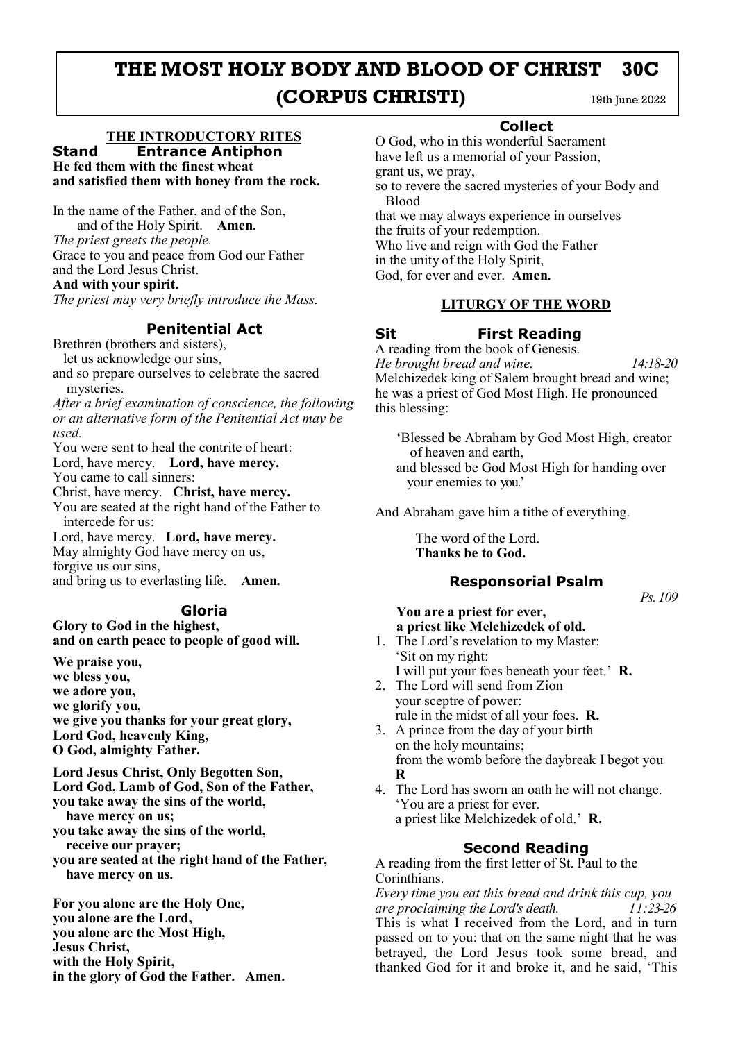# THE MOST HOLY BODY AND BLOOD OF CHRIST 30C
# (CORPUS CHRISTI)

19th June 2022

## THE INTRODUCTORY RITES

### Stand Entrance Antiphon

**He fed them with the finest wheat**
**and satisfied them with honey from the rock.**

In the name of the Father, and of the Son,
and of the Holy Spirit. **Amen.**
*The priest greets the people.*
Grace to you and peace from God our Father
and the Lord Jesus Christ.
**And with your spirit.**
*The priest may very briefly introduce the Mass.*

### Penitential Act

Brethren (brothers and sisters),
let us acknowledge our sins,
and so prepare ourselves to celebrate the sacred mysteries.
*After a brief examination of conscience, the following or an alternative form of the Penitential Act may be used.*
You were sent to heal the contrite of heart:
Lord, have mercy. **Lord, have mercy.**
You came to call sinners:
Christ, have mercy. **Christ, have mercy.**
You are seated at the right hand of the Father to intercede for us:
Lord, have mercy. **Lord, have mercy.**
May almighty God have mercy on us,
forgive us our sins,
and bring us to everlasting life. **Amen.**

### Gloria

**Glory to God in the highest,**
**and on earth peace to people of good will.**

**We praise you,**
**we bless you,**
**we adore you,**
**we glorify you,**
**we give you thanks for your great glory,**
**Lord God, heavenly King,**
**O God, almighty Father.**

**Lord Jesus Christ, Only Begotten Son,**
**Lord God, Lamb of God, Son of the Father,**
**you take away the sins of the world,**
**have mercy on us;**
**you take away the sins of the world,**
**receive our prayer;**
**you are seated at the right hand of the Father,**
**have mercy on us.**

**For you alone are the Holy One,**
**you alone are the Lord,**
**you alone are the Most High,**
**Jesus Christ,**
**with the Holy Spirit,**
**in the glory of God the Father. Amen.**

### Collect

O God, who in this wonderful Sacrament
have left us a memorial of your Passion,
grant us, we pray,
so to revere the sacred mysteries of your Body and Blood
that we may always experience in ourselves
the fruits of your redemption.
Who live and reign with God the Father
in the unity of the Holy Spirit,
God, for ever and ever. **Amen.**

## LITURGY OF THE WORD

### Sit First Reading

A reading from the book of Genesis.
*He brought bread and wine.* *14:18-20*
Melchizedek king of Salem brought bread and wine; he was a priest of God Most High. He pronounced this blessing:

'Blessed be Abraham by God Most High, creator of heaven and earth,
and blessed be God Most High for handing over your enemies to you.'

And Abraham gave him a tithe of everything.

The word of the Lord.
**Thanks be to God.**

### Responsorial Psalm

*Ps. 109*

**You are a priest for ever,**
**a priest like Melchizedek of old.**

1. The Lord's revelation to my Master:
'Sit on my right:
I will put your foes beneath your feet.' **R.**
2. The Lord will send from Zion
your sceptre of power:
rule in the midst of all your foes. **R.**
3. A prince from the day of your birth
on the holy mountains;
from the womb before the daybreak I begot you **R**
4. The Lord has sworn an oath he will not change.
'You are a priest for ever.
a priest like Melchizedek of old.' **R.**

### Second Reading

A reading from the first letter of St. Paul to the Corinthians.
*Every time you eat this bread and drink this cup, you are proclaiming the Lord's death.* *11:23-26*
This is what I received from the Lord, and in turn passed on to you: that on the same night that he was betrayed, the Lord Jesus took some bread, and thanked God for it and broke it, and he said, 'This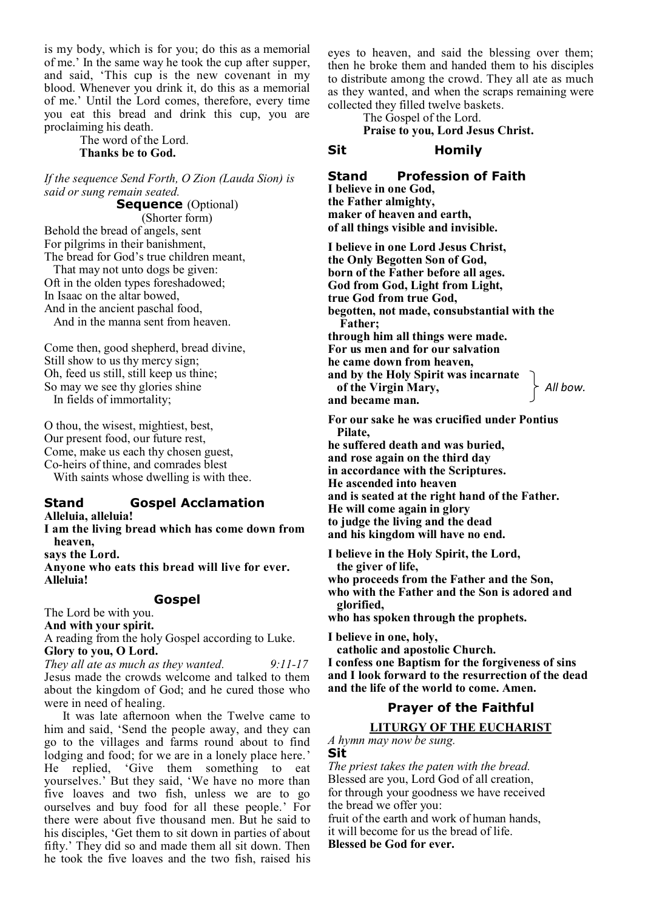is my body, which is for you; do this as a memorial of me.' In the same way he took the cup after supper, and said, 'This cup is the new covenant in my blood. Whenever you drink it, do this as a memorial of me.' Until the Lord comes, therefore, every time you eat this bread and drink this cup, you are proclaiming his death.

The word of the Lord.
**Thanks be to God.**

*If the sequence Send Forth, O Zion (Lauda Sion) is said or sung remain seated.*

### Sequence (Optional)
(Shorter form)

Behold the bread of angels, sent
For pilgrims in their banishment,
The bread for God's true children meant,
That may not unto dogs be given:
Oft in the olden types foreshadowed;
In Isaac on the altar bowed,
And in the ancient paschal food,
And in the manna sent from heaven.

Come then, good shepherd, bread divine,
Still show to us thy mercy sign;
Oh, feed us still, still keep us thine;
So may we see thy glories shine
In fields of immortality;

O thou, the wisest, mightiest, best,
Our present food, our future rest,
Come, make us each thy chosen guest,
Co-heirs of thine, and comrades blest
With saints whose dwelling is with thee.

### Stand Gospel Acclamation

**Alleluia, alleluia!**
**I am the living bread which has come down from heaven,**
**says the Lord.**
**Anyone who eats this bread will live for ever.**
**Alleluia!**

### Gospel

The Lord be with you.
**And with your spirit.**
A reading from the holy Gospel according to Luke.
**Glory to you, O Lord.**

*They all ate as much as they wanted.* 9:11-17

Jesus made the crowds welcome and talked to them about the kingdom of God; and he cured those who were in need of healing.

It was late afternoon when the Twelve came to him and said, 'Send the people away, and they can go to the villages and farms round about to find lodging and food; for we are in a lonely place here.' He replied, 'Give them something to eat yourselves.' But they said, 'We have no more than five loaves and two fish, unless we are to go ourselves and buy food for all these people.' For there were about five thousand men. But he said to his disciples, 'Get them to sit down in parties of about fifty.' They did so and made them all sit down. Then he took the five loaves and the two fish, raised his eyes to heaven, and said the blessing over them; then he broke them and handed them to his disciples to distribute among the crowd. They all ate as much as they wanted, and when the scraps remaining were collected they filled twelve baskets.

The Gospel of the Lord.
**Praise to you, Lord Jesus Christ.**

### Sit Homily

### Stand Profession of Faith

**I believe in one God,**
**the Father almighty,**
**maker of heaven and earth,**
**of all things visible and invisible.**

**I believe in one Lord Jesus Christ,**
**the Only Begotten Son of God,**
**born of the Father before all ages.**
**God from God, Light from Light,**
**true God from true God,**
**begotten, not made, consubstantial with the Father;**
**through him all things were made.**
**For us men and for our salvation**
**he came down from heaven,**
**and by the Holy Spirit was incarnate of the Virgin Mary,**
**and became man.** *All bow.*

**For our sake he was crucified under Pontius Pilate,**
**he suffered death and was buried,**
**and rose again on the third day**
**in accordance with the Scriptures.**
**He ascended into heaven**
**and is seated at the right hand of the Father.**
**He will come again in glory**
**to judge the living and the dead**
**and his kingdom will have no end.**

**I believe in the Holy Spirit, the Lord, the giver of life,**
**who proceeds from the Father and the Son,**
**who with the Father and the Son is adored and glorified,**
**who has spoken through the prophets.**

**I believe in one, holy, catholic and apostolic Church.**
**I confess one Baptism for the forgiveness of sins**
**and I look forward to the resurrection of the dead**
**and the life of the world to come. Amen.**

### Prayer of the Faithful

## LITURGY OF THE EUCHARIST

*A hymn may now be sung.*

**Sit**

*The priest takes the paten with the bread.*

Blessed are you, Lord God of all creation,
for through your goodness we have received
the bread we offer you:
fruit of the earth and work of human hands,
it will become for us the bread of life.
**Blessed be God for ever.**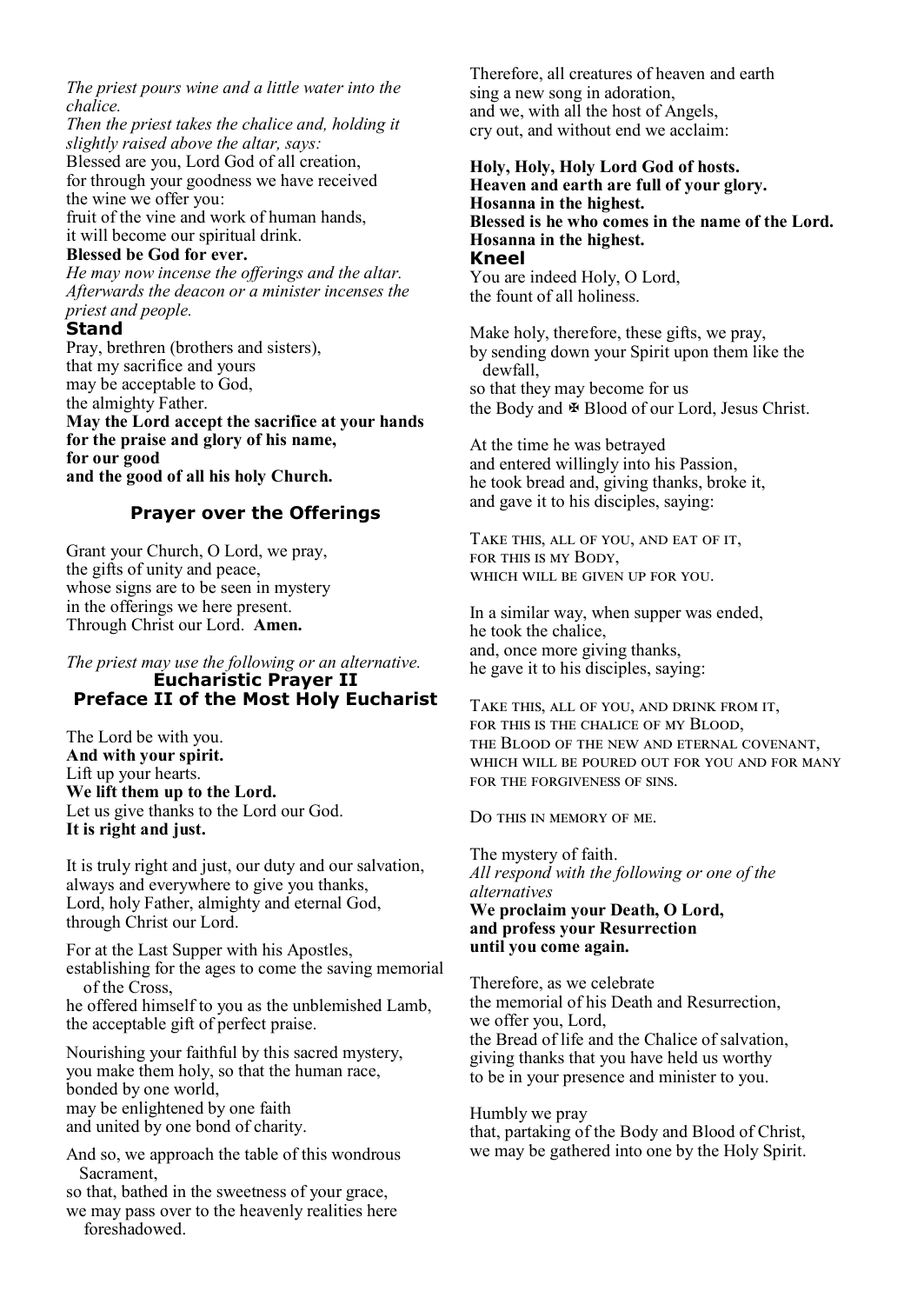*The priest pours wine and a little water into the chalice.*
*Then the priest takes the chalice and, holding it slightly raised above the altar, says:*
Blessed are you, Lord God of all creation,
for through your goodness we have received
the wine we offer you:
fruit of the vine and work of human hands,
it will become our spiritual drink.
**Blessed be God for ever.**
*He may now incense the offerings and the altar. Afterwards the deacon or a minister incenses the priest and people.*

### Stand

Pray, brethren (brothers and sisters),
that my sacrifice and yours
may be acceptable to God,
the almighty Father.
**May the Lord accept the sacrifice at your hands**
**for the praise and glory of his name,**
**for our good**
**and the good of all his holy Church.**

## Prayer over the Offerings

Grant your Church, O Lord, we pray,
the gifts of unity and peace,
whose signs are to be seen in mystery
in the offerings we here present.
Through Christ our Lord. **Amen.**

*The priest may use the following or an alternative.*

## Eucharistic Prayer II
## Preface II of the Most Holy Eucharist

The Lord be with you.
**And with your spirit.**
Lift up your hearts.
**We lift them up to the Lord.**
Let us give thanks to the Lord our God.
**It is right and just.**

It is truly right and just, our duty and our salvation,
always and everywhere to give you thanks,
Lord, holy Father, almighty and eternal God,
through Christ our Lord.

For at the Last Supper with his Apostles,
establishing for the ages to come the saving memorial of the Cross,
he offered himself to you as the unblemished Lamb,
the acceptable gift of perfect praise.

Nourishing your faithful by this sacred mystery,
you make them holy, so that the human race,
bonded by one world,
may be enlightened by one faith
and united by one bond of charity.

And so, we approach the table of this wondrous Sacrament,
so that, bathed in the sweetness of your grace,
we may pass over to the heavenly realities here foreshadowed.

Therefore, all creatures of heaven and earth
sing a new song in adoration,
and we, with all the host of Angels,
cry out, and without end we acclaim:

**Holy, Holy, Holy Lord God of hosts.**
**Heaven and earth are full of your glory.**
**Hosanna in the highest.**
**Blessed is he who comes in the name of the Lord.**
**Hosanna in the highest.**

### Kneel

You are indeed Holy, O Lord,
the fount of all holiness.

Make holy, therefore, these gifts, we pray,
by sending down your Spirit upon them like the dewfall,
so that they may become for us
the Body and ✠ Blood of our Lord, Jesus Christ.

At the time he was betrayed
and entered willingly into his Passion,
he took bread and, giving thanks, broke it,
and gave it to his disciples, saying:

TAKE THIS, ALL OF YOU, AND EAT OF IT,
FOR THIS IS MY BODY,
WHICH WILL BE GIVEN UP FOR YOU.

In a similar way, when supper was ended,
he took the chalice,
and, once more giving thanks,
he gave it to his disciples, saying:

TAKE THIS, ALL OF YOU, AND DRINK FROM IT,
FOR THIS IS THE CHALICE OF MY BLOOD,
THE BLOOD OF THE NEW AND ETERNAL COVENANT,
WHICH WILL BE POURED OUT FOR YOU AND FOR MANY
FOR THE FORGIVENESS OF SINS.

DO THIS IN MEMORY OF ME.

The mystery of faith.
*All respond with the following or one of the alternatives*
**We proclaim your Death, O Lord,**
**and profess your Resurrection**
**until you come again.**

Therefore, as we celebrate
the memorial of his Death and Resurrection,
we offer you, Lord,
the Bread of life and the Chalice of salvation,
giving thanks that you have held us worthy
to be in your presence and minister to you.

Humbly we pray
that, partaking of the Body and Blood of Christ,
we may be gathered into one by the Holy Spirit.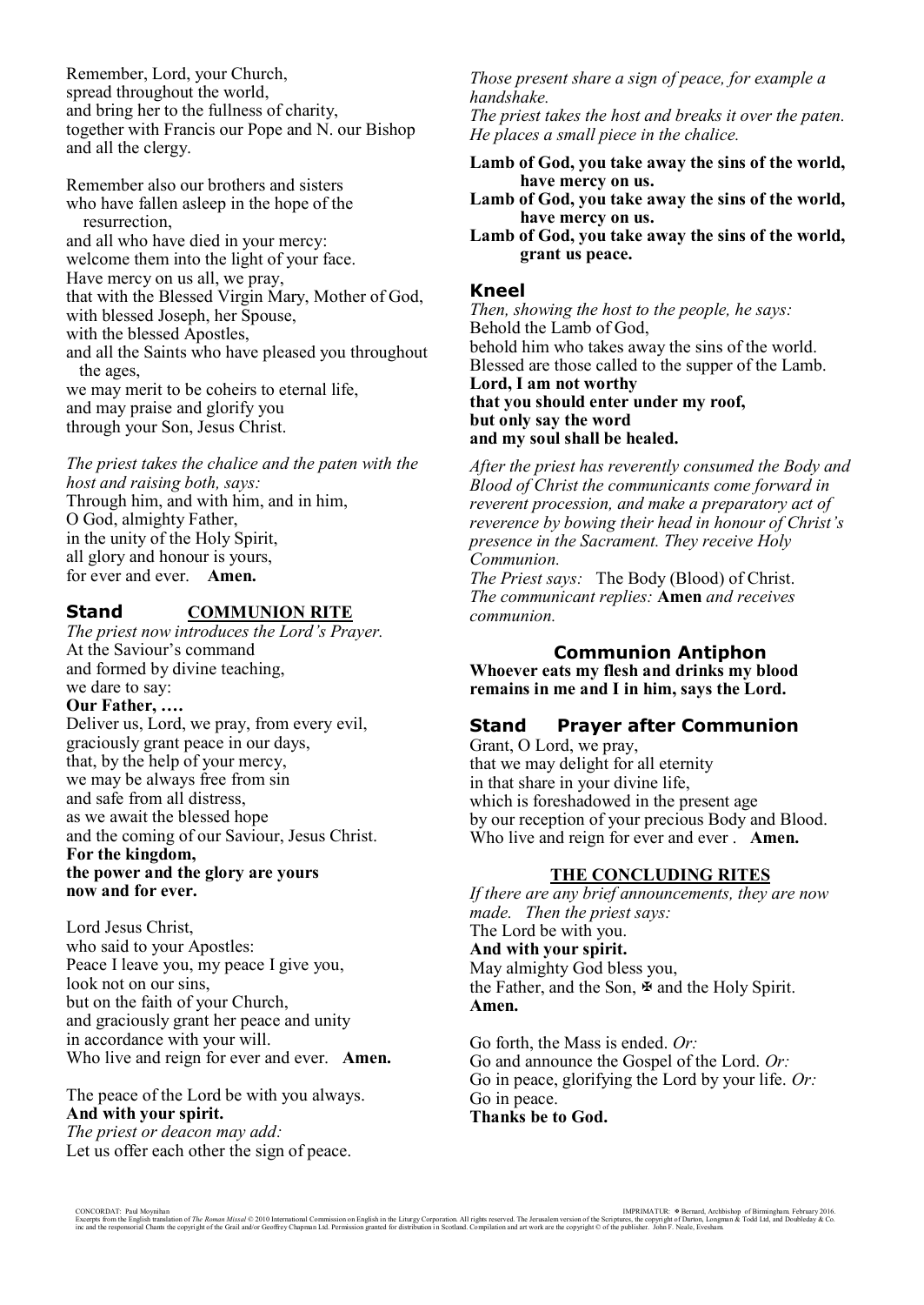Remember, Lord, your Church,
spread throughout the world,
and bring her to the fullness of charity,
together with Francis our Pope and N. our Bishop
and all the clergy.

Remember also our brothers and sisters
who have fallen asleep in the hope of the resurrection,
and all who have died in your mercy:
welcome them into the light of your face.
Have mercy on us all, we pray,
that with the Blessed Virgin Mary, Mother of God,
with blessed Joseph, her Spouse,
with the blessed Apostles,
and all the Saints who have pleased you throughout the ages,
we may merit to be coheirs to eternal life,
and may praise and glorify you
through your Son, Jesus Christ.

*The priest takes the chalice and the paten with the host and raising both, says:*
Through him, and with him, and in him,
O God, almighty Father,
in the unity of the Holy Spirit,
all glory and honour is yours,
for ever and ever. **Amen.**

## Stand — COMMUNION RITE

*The priest now introduces the Lord's Prayer.*
At the Saviour's command
and formed by divine teaching,
we dare to say:
**Our Father, ….**
Deliver us, Lord, we pray, from every evil,
graciously grant peace in our days,
that, by the help of your mercy,
we may be always free from sin
and safe from all distress,
as we await the blessed hope
and the coming of our Saviour, Jesus Christ.
**For the kingdom,**
**the power and the glory are yours**
**now and for ever.**

Lord Jesus Christ,
who said to your Apostles:
Peace I leave you, my peace I give you,
look not on our sins,
but on the faith of your Church,
and graciously grant her peace and unity
in accordance with your will.
Who live and reign for ever and ever. **Amen.**

The peace of the Lord be with you always.
**And with your spirit.**
*The priest or deacon may add:*
Let us offer each other the sign of peace.

*Those present share a sign of peace, for example a handshake.*
*The priest takes the host and breaks it over the paten. He places a small piece in the chalice.*

**Lamb of God, you take away the sins of the world, have mercy on us.**
**Lamb of God, you take away the sins of the world, have mercy on us.**
**Lamb of God, you take away the sins of the world, grant us peace.**

## Kneel

*Then, showing the host to the people, he says:*
Behold the Lamb of God,
behold him who takes away the sins of the world.
Blessed are those called to the supper of the Lamb.
**Lord, I am not worthy**
**that you should enter under my roof,**
**but only say the word**
**and my soul shall be healed.**

*After the priest has reverently consumed the Body and Blood of Christ the communicants come forward in reverent procession, and make a preparatory act of reverence by bowing their head in honour of Christ's presence in the Sacrament. They receive Holy Communion.*
*The Priest says:* The Body (Blood) of Christ.
*The communicant replies:* **Amen** *and receives communion.*

## Communion Antiphon

**Whoever eats my flesh and drinks my blood remains in me and I in him, says the Lord.**

## Stand — Prayer after Communion

Grant, O Lord, we pray,
that we may delight for all eternity
in that share in your divine life,
which is foreshadowed in the present age
by our reception of your precious Body and Blood.
Who live and reign for ever and ever . **Amen.**

## THE CONCLUDING RITES

*If there are any brief announcements, they are now made. Then the priest says:*
The Lord be with you.
**And with your spirit.**
May almighty God bless you,
the Father, and the Son, ✠ and the Holy Spirit.
**Amen.**

Go forth, the Mass is ended. *Or:*
Go and announce the Gospel of the Lord. *Or:*
Go in peace, glorifying the Lord by your life. *Or:*
Go in peace.
**Thanks be to God.**

CONCORDAT: Paul Moynihan — IMPRIMATUR: ✠ Bernard, Archbishop of Birmingham. February 2016.
Excerpts from the English translation of *The Roman Missal* © 2010 International Commission on English in the Liturgy Corporation. All rights reserved. The Jerusalem version of the Scriptures, the copyright of Darton, Longman & Todd Ltd, and Doubleday & Co. inc and the responsorial Chants the copyright of the Grail and/or Geoffrey Chapman Ltd. Permission granted for distribution in Scotland. Compilation and art work are the copyright © of the publisher. John F. Neale, Evesham.